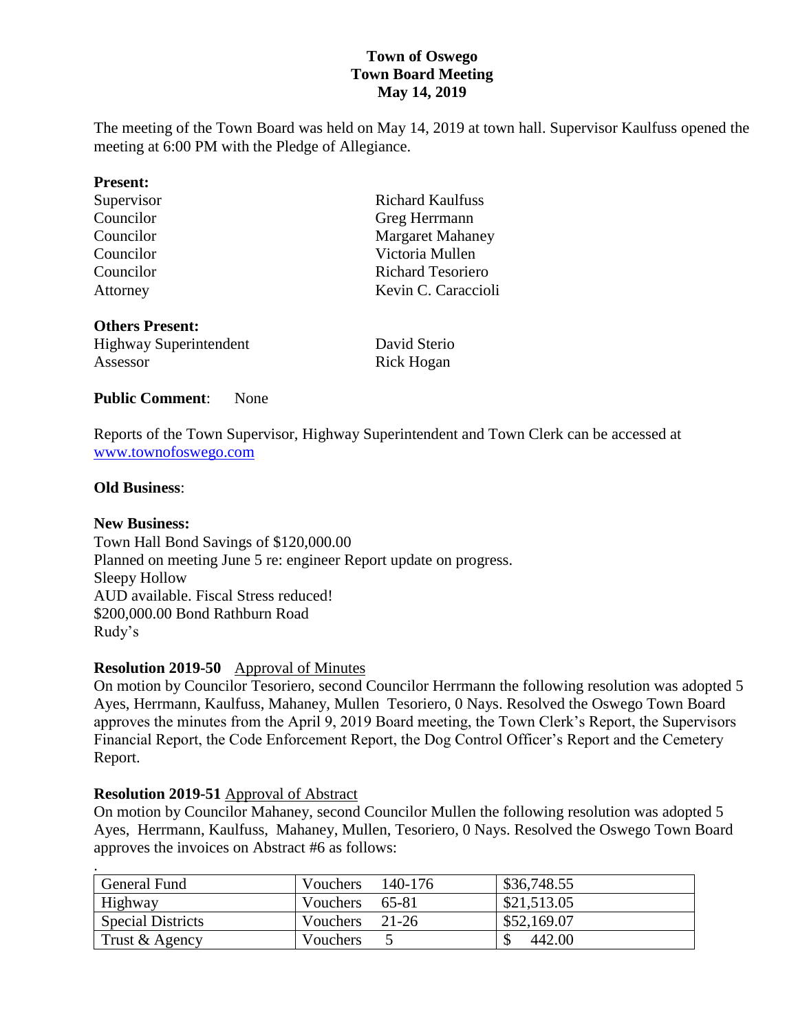# Town of Oswego
## Town Board Meeting
### May 14, 2019

The meeting of the Town Board was held on May 14, 2019 at town hall. Supervisor Kaulfuss opened the meeting at 6:00 PM with the Pledge of Allegiance.

**Present:**

| | |
|---|---|
| Supervisor | Richard Kaulfuss |
| Councilor | Greg Herrmann |
| Councilor | Margaret Mahaney |
| Councilor | Victoria Mullen |
| Councilor | Richard Tesoriero |
| Attorney | Kevin C. Caraccioli |

**Others Present:**

| | |
|---|---|
| Highway Superintendent | David Sterio |
| Assessor | Rick Hogan |

**Public Comment**: None

Reports of the Town Supervisor, Highway Superintendent and Town Clerk can be accessed at www.townofoswego.com

**Old Business**:

**New Business:**
Town Hall Bond Savings of $120,000.00
Planned on meeting June 5 re: engineer Report update on progress.
Sleepy Hollow
AUD available. Fiscal Stress reduced!
$200,000.00 Bond Rathburn Road
Rudy's

**Resolution 2019-50** Approval of Minutes
On motion by Councilor Tesoriero, second Councilor Herrmann the following resolution was adopted 5 Ayes, Herrmann, Kaulfuss, Mahaney, Mullen Tesoriero, 0 Nays. Resolved the Oswego Town Board approves the minutes from the April 9, 2019 Board meeting, the Town Clerk's Report, the Supervisors Financial Report, the Code Enforcement Report, the Dog Control Officer's Report and the Cemetery Report.

**Resolution 2019-51** Approval of Abstract
On motion by Councilor Mahaney, second Councilor Mullen the following resolution was adopted 5 Ayes, Herrmann, Kaulfuss, Mahaney, Mullen, Tesoriero, 0 Nays. Resolved the Oswego Town Board approves the invoices on Abstract #6 as follows:

| | | |
|---|---|---|
| General Fund | Vouchers 140-176 | $36,748.55 |
| Highway | Vouchers 65-81 | $21,513.05 |
| Special Districts | Vouchers 21-26 | $52,169.07 |
| Trust & Agency | Vouchers 5 | $ 442.00 |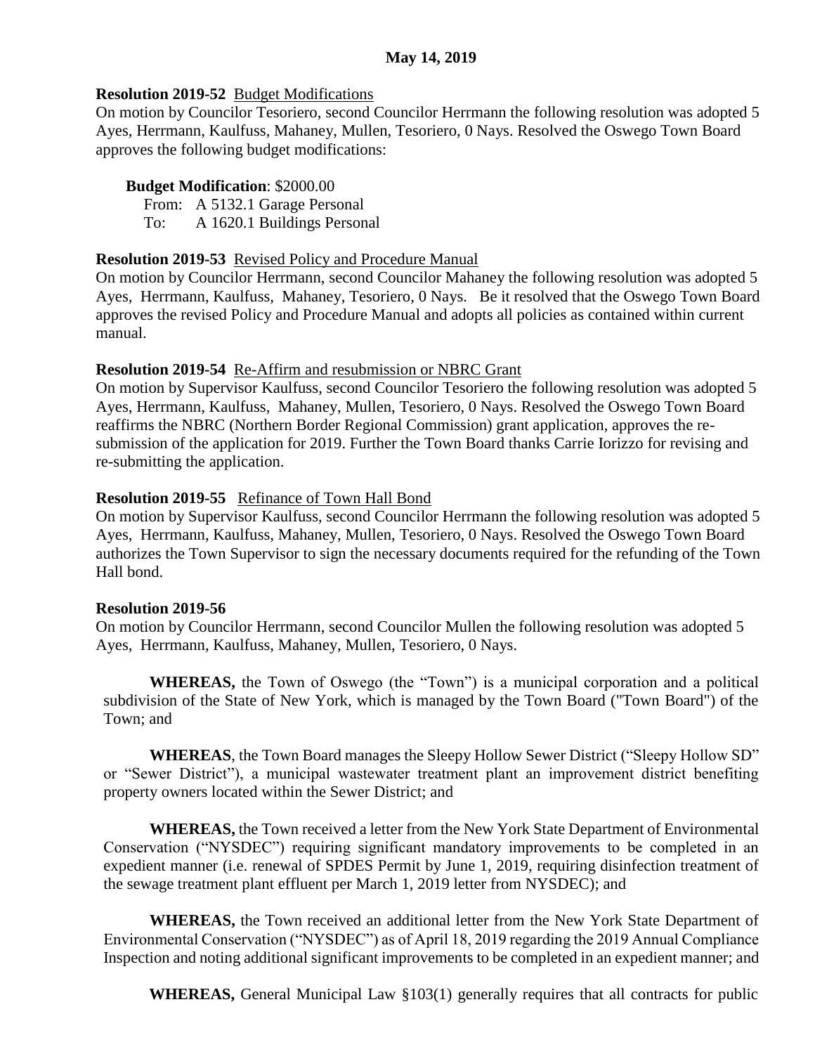**May 14, 2019**

**Resolution 2019-52** Budget Modifications
On motion by Councilor Tesoriero, second Councilor Herrmann the following resolution was adopted 5 Ayes, Herrmann, Kaulfuss, Mahaney, Mullen, Tesoriero, 0 Nays. Resolved the Oswego Town Board approves the following budget modifications:

**Budget Modification**: $2000.00
From: A 5132.1 Garage Personal
To: A 1620.1 Buildings Personal

**Resolution 2019-53** Revised Policy and Procedure Manual
On motion by Councilor Herrmann, second Councilor Mahaney the following resolution was adopted 5 Ayes, Herrmann, Kaulfuss, Mahaney, Tesoriero, 0 Nays. Be it resolved that the Oswego Town Board approves the revised Policy and Procedure Manual and adopts all policies as contained within current manual.

**Resolution 2019-54** Re-Affirm and resubmission or NBRC Grant
On motion by Supervisor Kaulfuss, second Councilor Tesoriero the following resolution was adopted 5 Ayes, Herrmann, Kaulfuss, Mahaney, Mullen, Tesoriero, 0 Nays. Resolved the Oswego Town Board reaffirms the NBRC (Northern Border Regional Commission) grant application, approves the re-submission of the application for 2019. Further the Town Board thanks Carrie Iorizzo for revising and re-submitting the application.

**Resolution 2019-55** Refinance of Town Hall Bond
On motion by Supervisor Kaulfuss, second Councilor Herrmann the following resolution was adopted 5 Ayes, Herrmann, Kaulfuss, Mahaney, Mullen, Tesoriero, 0 Nays. Resolved the Oswego Town Board authorizes the Town Supervisor to sign the necessary documents required for the refunding of the Town Hall bond.

**Resolution 2019-56**
On motion by Councilor Herrmann, second Councilor Mullen the following resolution was adopted 5 Ayes, Herrmann, Kaulfuss, Mahaney, Mullen, Tesoriero, 0 Nays.

**WHEREAS,** the Town of Oswego (the "Town") is a municipal corporation and a political subdivision of the State of New York, which is managed by the Town Board ("Town Board") of the Town; and

**WHEREAS**, the Town Board manages the Sleepy Hollow Sewer District ("Sleepy Hollow SD" or "Sewer District"), a municipal wastewater treatment plant an improvement district benefiting property owners located within the Sewer District; and

**WHEREAS,** the Town received a letter from the New York State Department of Environmental Conservation ("NYSDEC") requiring significant mandatory improvements to be completed in an expedient manner (i.e. renewal of SPDES Permit by June 1, 2019, requiring disinfection treatment of the sewage treatment plant effluent per March 1, 2019 letter from NYSDEC); and

**WHEREAS,** the Town received an additional letter from the New York State Department of Environmental Conservation ("NYSDEC") as of April 18, 2019 regarding the 2019 Annual Compliance Inspection and noting additional significant improvements to be completed in an expedient manner; and

**WHEREAS,** General Municipal Law §103(1) generally requires that all contracts for public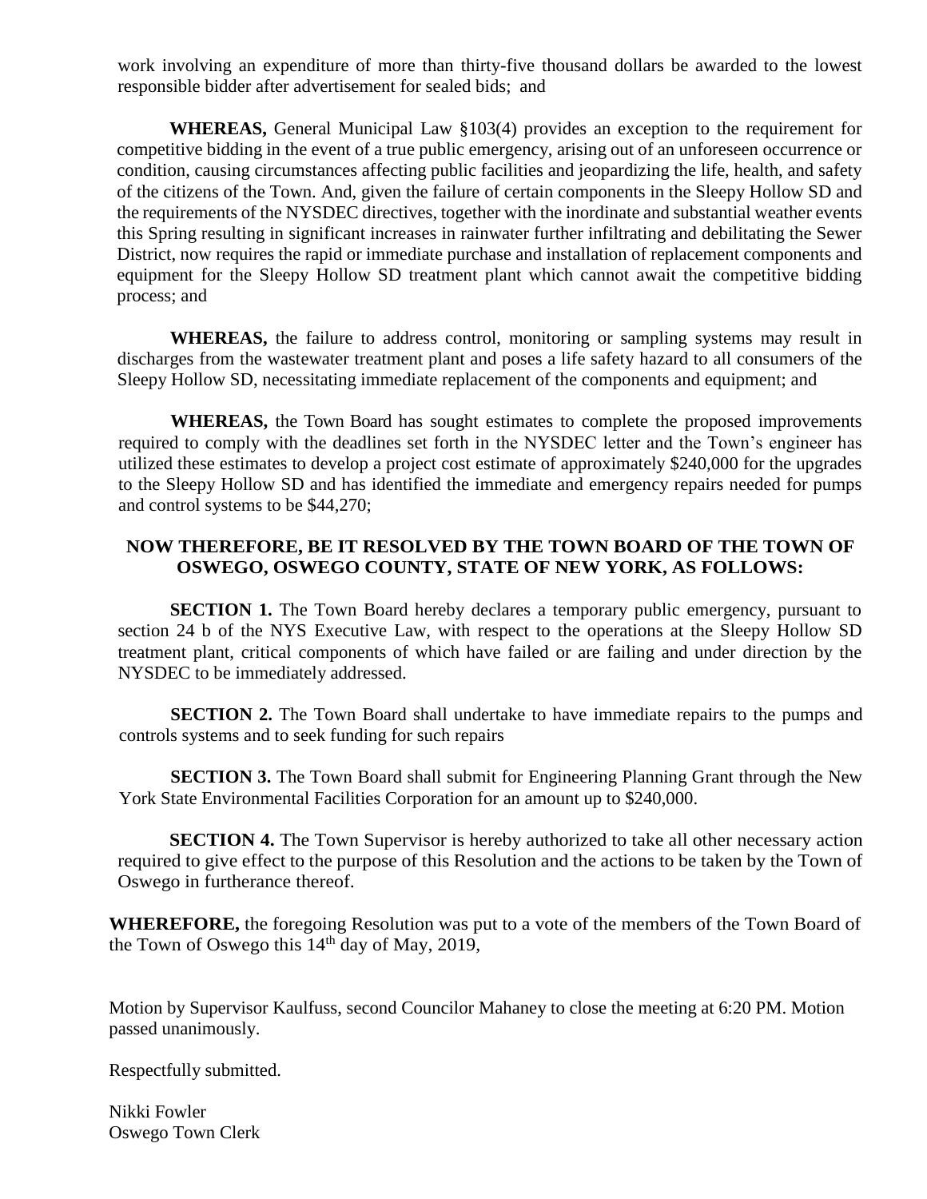work involving an expenditure of more than thirty-five thousand dollars be awarded to the lowest responsible bidder after advertisement for sealed bids; and

**WHEREAS,** General Municipal Law §103(4) provides an exception to the requirement for competitive bidding in the event of a true public emergency, arising out of an unforeseen occurrence or condition, causing circumstances affecting public facilities and jeopardizing the life, health, and safety of the citizens of the Town. And, given the failure of certain components in the Sleepy Hollow SD and the requirements of the NYSDEC directives, together with the inordinate and substantial weather events this Spring resulting in significant increases in rainwater further infiltrating and debilitating the Sewer District, now requires the rapid or immediate purchase and installation of replacement components and equipment for the Sleepy Hollow SD treatment plant which cannot await the competitive bidding process; and

**WHEREAS,** the failure to address control, monitoring or sampling systems may result in discharges from the wastewater treatment plant and poses a life safety hazard to all consumers of the Sleepy Hollow SD, necessitating immediate replacement of the components and equipment; and

**WHEREAS,** the Town Board has sought estimates to complete the proposed improvements required to comply with the deadlines set forth in the NYSDEC letter and the Town's engineer has utilized these estimates to develop a project cost estimate of approximately $240,000 for the upgrades to the Sleepy Hollow SD and has identified the immediate and emergency repairs needed for pumps and control systems to be $44,270;

**NOW THEREFORE, BE IT RESOLVED BY THE TOWN BOARD OF THE TOWN OF OSWEGO, OSWEGO COUNTY, STATE OF NEW YORK, AS FOLLOWS:**

**SECTION 1.** The Town Board hereby declares a temporary public emergency, pursuant to section 24 b of the NYS Executive Law, with respect to the operations at the Sleepy Hollow SD treatment plant, critical components of which have failed or are failing and under direction by the NYSDEC to be immediately addressed.

**SECTION 2.** The Town Board shall undertake to have immediate repairs to the pumps and controls systems and to seek funding for such repairs

**SECTION 3.** The Town Board shall submit for Engineering Planning Grant through the New York State Environmental Facilities Corporation for an amount up to $240,000.

**SECTION 4.** The Town Supervisor is hereby authorized to take all other necessary action required to give effect to the purpose of this Resolution and the actions to be taken by the Town of Oswego in furtherance thereof.

**WHEREFORE,** the foregoing Resolution was put to a vote of the members of the Town Board of the Town of Oswego this 14th day of May, 2019,

Motion by Supervisor Kaulfuss, second Councilor Mahaney to close the meeting at 6:20 PM. Motion passed unanimously.

Respectfully submitted.

Nikki Fowler
Oswego Town Clerk